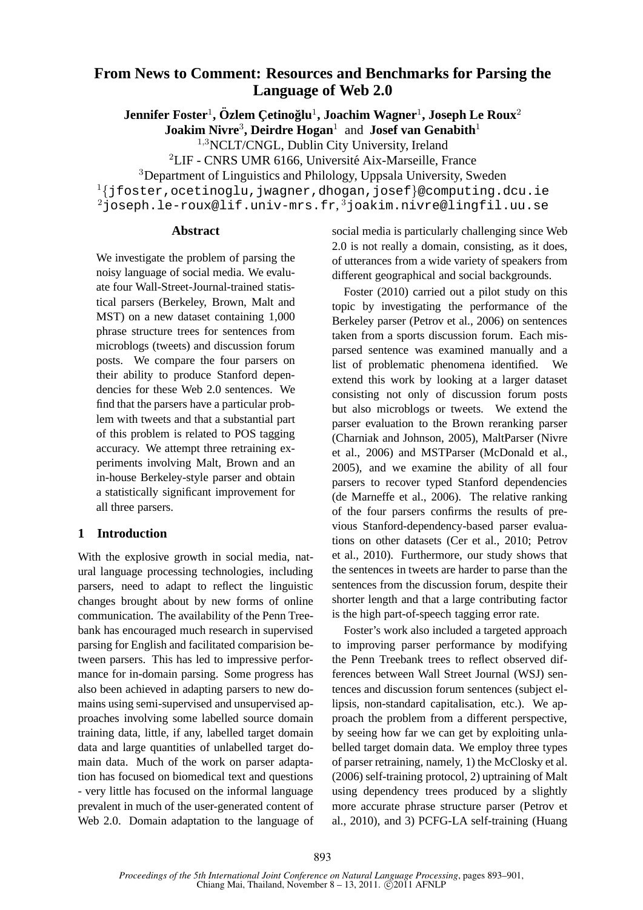# From News to Comment: Resources and Benchmarks for Parsing the Language of Web 2.0

**Jennifer Foster**[1], **Özlem Çetinoğlu**[1], **Joachim Wagner**[1], **Joseph Le Roux**[2]
**Joakim Nivre**[3], **Deirdre Hogan**[1] and **Josef van Genabith**[1]

[1,3]NCLT/CNGL, Dublin City University, Ireland
[2]LIF - CNRS UMR 6166, Université Aix-Marseille, France
[3]Department of Linguistics and Philology, Uppsala University, Sweden
[1]{jfoster,ocetinoglu,jwagner,dhogan,josef}@computing.dcu.ie
[2]joseph.le-roux@lif.univ-mrs.fr, [3]joakim.nivre@lingfil.uu.se

## Abstract

We investigate the problem of parsing the noisy language of social media. We evaluate four Wall-Street-Journal-trained statistical parsers (Berkeley, Brown, Malt and MST) on a new dataset containing 1,000 phrase structure trees for sentences from microblogs (tweets) and discussion forum posts. We compare the four parsers on their ability to produce Stanford dependencies for these Web 2.0 sentences. We find that the parsers have a particular problem with tweets and that a substantial part of this problem is related to POS tagging accuracy. We attempt three retraining experiments involving Malt, Brown and an in-house Berkeley-style parser and obtain a statistically significant improvement for all three parsers.

## 1 Introduction

With the explosive growth in social media, natural language processing technologies, including parsers, need to adapt to reflect the linguistic changes brought about by new forms of online communication. The availability of the Penn Treebank has encouraged much research in supervised parsing for English and facilitated comparision between parsers. This has led to impressive performance for in-domain parsing. Some progress has also been achieved in adapting parsers to new domains using semi-supervised and unsupervised approaches involving some labelled source domain training data, little, if any, labelled target domain data and large quantities of unlabelled target domain data. Much of the work on parser adaptation has focused on biomedical text and questions - very little has focused on the informal language prevalent in much of the user-generated content of Web 2.0. Domain adaptation to the language of social media is particularly challenging since Web 2.0 is not really a domain, consisting, as it does, of utterances from a wide variety of speakers from different geographical and social backgrounds.

Foster (2010) carried out a pilot study on this topic by investigating the performance of the Berkeley parser (Petrov et al., 2006) on sentences taken from a sports discussion forum. Each misparsed sentence was examined manually and a list of problematic phenomena identified. We extend this work by looking at a larger dataset consisting not only of discussion forum posts but also microblogs or tweets. We extend the parser evaluation to the Brown reranking parser (Charniak and Johnson, 2005), MaltParser (Nivre et al., 2006) and MSTParser (McDonald et al., 2005), and we examine the ability of all four parsers to recover typed Stanford dependencies (de Marneffe et al., 2006). The relative ranking of the four parsers confirms the results of previous Stanford-dependency-based parser evaluations on other datasets (Cer et al., 2010; Petrov et al., 2010). Furthermore, our study shows that the sentences in tweets are harder to parse than the sentences from the discussion forum, despite their shorter length and that a large contributing factor is the high part-of-speech tagging error rate.

Foster's work also included a targeted approach to improving parser performance by modifying the Penn Treebank trees to reflect observed differences between Wall Street Journal (WSJ) sentences and discussion forum sentences (subject ellipsis, non-standard capitalisation, etc.). We approach the problem from a different perspective, by seeing how far we can get by exploiting unlabelled target domain data. We employ three types of parser retraining, namely, 1) the McClosky et al. (2006) self-training protocol, 2) uptraining of Malt using dependency trees produced by a slightly more accurate phrase structure parser (Petrov et al., 2010), and 3) PCFG-LA self-training (Huang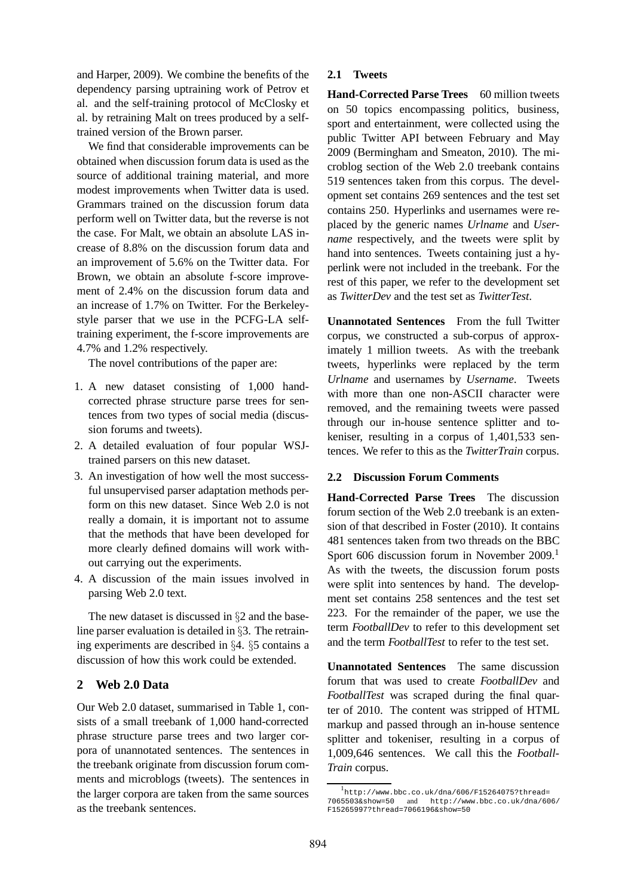and Harper, 2009). We combine the benefits of the dependency parsing uptraining work of Petrov et al. and the self-training protocol of McClosky et al. by retraining Malt on trees produced by a self-trained version of the Brown parser.

We find that considerable improvements can be obtained when discussion forum data is used as the source of additional training material, and more modest improvements when Twitter data is used. Grammars trained on the discussion forum data perform well on Twitter data, but the reverse is not the case. For Malt, we obtain an absolute LAS increase of 8.8% on the discussion forum data and an improvement of 5.6% on the Twitter data. For Brown, we obtain an absolute f-score improvement of 2.4% on the discussion forum data and an increase of 1.7% on Twitter. For the Berkeley-style parser that we use in the PCFG-LA self-training experiment, the f-score improvements are 4.7% and 1.2% respectively.

The novel contributions of the paper are:

1. A new dataset consisting of 1,000 hand-corrected phrase structure parse trees for sentences from two types of social media (discussion forums and tweets).
2. A detailed evaluation of four popular WSJ-trained parsers on this new dataset.
3. An investigation of how well the most successful unsupervised parser adaptation methods perform on this new dataset. Since Web 2.0 is not really a domain, it is important not to assume that the methods that have been developed for more clearly defined domains will work without carrying out the experiments.
4. A discussion of the main issues involved in parsing Web 2.0 text.

The new dataset is discussed in §2 and the baseline parser evaluation is detailed in §3. The retraining experiments are described in §4. §5 contains a discussion of how this work could be extended.

## 2 Web 2.0 Data

Our Web 2.0 dataset, summarised in Table 1, consists of a small treebank of 1,000 hand-corrected phrase structure parse trees and two larger corpora of unannotated sentences. The sentences in the treebank originate from discussion forum comments and microblogs (tweets). The sentences in the larger corpora are taken from the same sources as the treebank sentences.

### 2.1 Tweets

**Hand-Corrected Parse Trees** 60 million tweets on 50 topics encompassing politics, business, sport and entertainment, were collected using the public Twitter API between February and May 2009 (Bermingham and Smeaton, 2010). The microblog section of the Web 2.0 treebank contains 519 sentences taken from this corpus. The development set contains 269 sentences and the test set contains 250. Hyperlinks and usernames were replaced by the generic names *Urlname* and *Username* respectively, and the tweets were split by hand into sentences. Tweets containing just a hyperlink were not included in the treebank. For the rest of this paper, we refer to the development set as *TwitterDev* and the test set as *TwitterTest*.

**Unannotated Sentences** From the full Twitter corpus, we constructed a sub-corpus of approximately 1 million tweets. As with the treebank tweets, hyperlinks were replaced by the term *Urlname* and usernames by *Username*. Tweets with more than one non-ASCII character were removed, and the remaining tweets were passed through our in-house sentence splitter and tokeniser, resulting in a corpus of 1,401,533 sentences. We refer to this as the *TwitterTrain* corpus.

### 2.2 Discussion Forum Comments

**Hand-Corrected Parse Trees** The discussion forum section of the Web 2.0 treebank is an extension of that described in Foster (2010). It contains 481 sentences taken from two threads on the BBC Sport 606 discussion forum in November 2009.[1] As with the tweets, the discussion forum posts were split into sentences by hand. The development set contains 258 sentences and the test set 223. For the remainder of the paper, we use the term *FootballDev* to refer to this development set and the term *FootballTest* to refer to the test set.

**Unannotated Sentences** The same discussion forum that was used to create *FootballDev* and *FootballTest* was scraped during the final quarter of 2010. The content was stripped of HTML markup and passed through an in-house sentence splitter and tokeniser, resulting in a corpus of 1,009,646 sentences. We call this the *FootballTrain* corpus.

[1] http://www.bbc.co.uk/dna/606/F15264075?thread=7065503&show=50 and http://www.bbc.co.uk/dna/606/F15265997?thread=7066196&show=50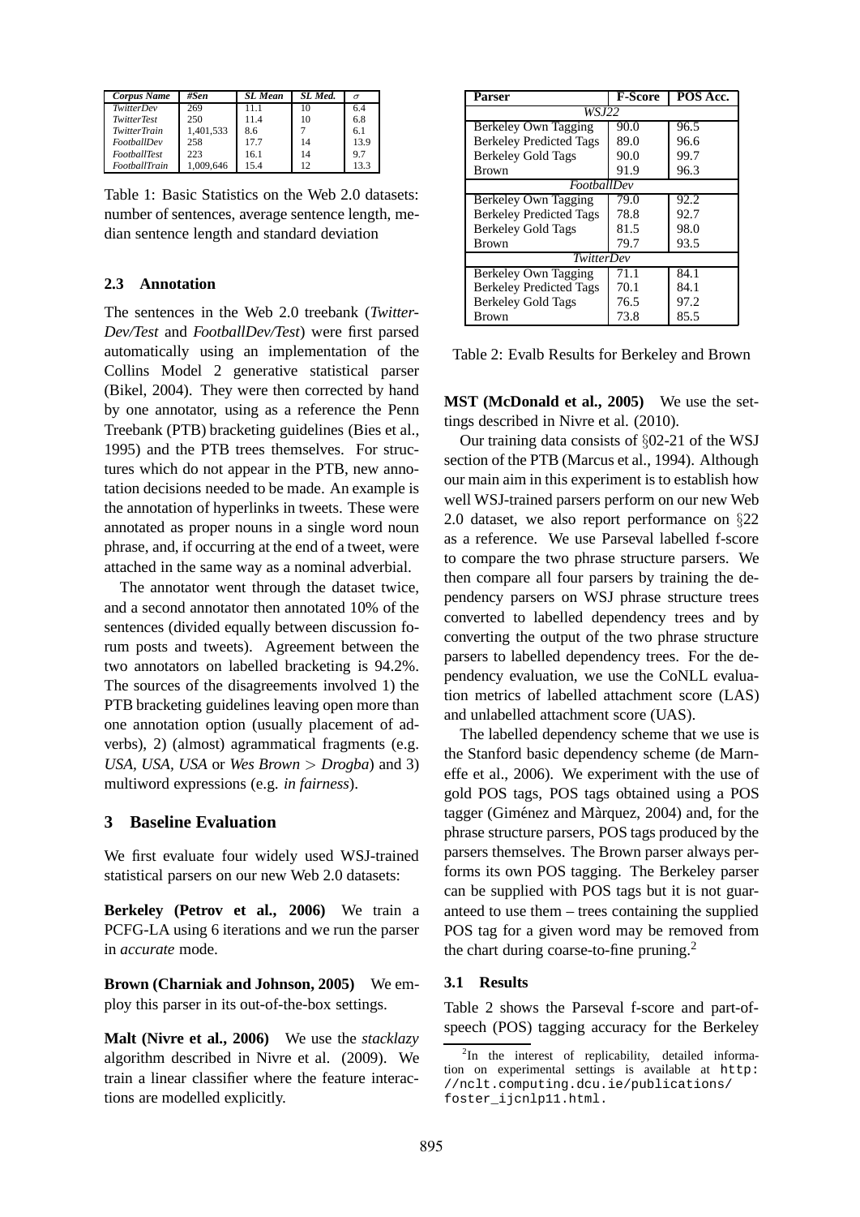| *Corpus Name* | *#Sen* | *SL Mean* | *SL Med.* | $\sigma$ |
|---|---|---|---|---|
| *TwitterDev* | 269 | 11.1 | 10 | 6.4 |
| *TwitterTest* | 250 | 11.4 | 10 | 6.8 |
| *TwitterTrain* | 1,401,533 | 8.6 | 7 | 6.1 |
| *FootballDev* | 258 | 17.7 | 14 | 13.9 |
| *FootballTest* | 223 | 16.1 | 14 | 9.7 |
| *FootballTrain* | 1,009,646 | 15.4 | 12 | 13.3 |

Table 1: Basic Statistics on the Web 2.0 datasets: number of sentences, average sentence length, median sentence length and standard deviation

### 2.3 Annotation

The sentences in the Web 2.0 treebank (*TwitterDev/Test* and *FootballDev/Test*) were first parsed automatically using an implementation of the Collins Model 2 generative statistical parser (Bikel, 2004). They were then corrected by hand by one annotator, using as a reference the Penn Treebank (PTB) bracketing guidelines (Bies et al., 1995) and the PTB trees themselves. For structures which do not appear in the PTB, new annotation decisions needed to be made. An example is the annotation of hyperlinks in tweets. These were annotated as proper nouns in a single word noun phrase, and, if occurring at the end of a tweet, were attached in the same way as a nominal adverbial.

The annotator went through the dataset twice, and a second annotator then annotated 10% of the sentences (divided equally between discussion forum posts and tweets). Agreement between the two annotators on labelled bracketing is 94.2%. The sources of the disagreements involved 1) the PTB bracketing guidelines leaving open more than one annotation option (usually placement of adverbs), 2) (almost) agrammatical fragments (e.g. *USA, USA, USA* or *Wes Brown* > *Drogba*) and 3) multiword expressions (e.g. *in fairness*).

## 3 Baseline Evaluation

We first evaluate four widely used WSJ-trained statistical parsers on our new Web 2.0 datasets:

**Berkeley (Petrov et al., 2006)** We train a PCFG-LA using 6 iterations and we run the parser in *accurate* mode.

**Brown (Charniak and Johnson, 2005)** We employ this parser in its out-of-the-box settings.

**Malt (Nivre et al., 2006)** We use the *stacklazy* algorithm described in Nivre et al. (2009). We train a linear classifier where the feature interactions are modelled explicitly.

| Parser | F-Score | POS Acc. |
|---|---|---|
| *WSJ22* | | |
| Berkeley Own Tagging | 90.0 | 96.5 |
| Berkeley Predicted Tags | 89.0 | 96.6 |
| Berkeley Gold Tags | 90.0 | 99.7 |
| Brown | 91.9 | 96.3 |
| *FootballDev* | | |
| Berkeley Own Tagging | 79.0 | 92.2 |
| Berkeley Predicted Tags | 78.8 | 92.7 |
| Berkeley Gold Tags | 81.5 | 98.0 |
| Brown | 79.7 | 93.5 |
| *TwitterDev* | | |
| Berkeley Own Tagging | 71.1 | 84.1 |
| Berkeley Predicted Tags | 70.1 | 84.1 |
| Berkeley Gold Tags | 76.5 | 97.2 |
| Brown | 73.8 | 85.5 |

Table 2: Evalb Results for Berkeley and Brown

**MST (McDonald et al., 2005)** We use the settings described in Nivre et al. (2010).

Our training data consists of §02-21 of the WSJ section of the PTB (Marcus et al., 1994). Although our main aim in this experiment is to establish how well WSJ-trained parsers perform on our new Web 2.0 dataset, we also report performance on §22 as a reference. We use Parseval labelled f-score to compare the two phrase structure parsers. We then compare all four parsers by training the dependency parsers on WSJ phrase structure trees converted to labelled dependency trees and by converting the output of the two phrase structure parsers to labelled dependency trees. For the dependency evaluation, we use the CoNLL evaluation metrics of labelled attachment score (LAS) and unlabelled attachment score (UAS).

The labelled dependency scheme that we use is the Stanford basic dependency scheme (de Marneffe et al., 2006). We experiment with the use of gold POS tags, POS tags obtained using a POS tagger (Giménez and Màrquez, 2004) and, for the phrase structure parsers, POS tags produced by the parsers themselves. The Brown parser always performs its own POS tagging. The Berkeley parser can be supplied with POS tags but it is not guaranteed to use them – trees containing the supplied POS tag for a given word may be removed from the chart during coarse-to-fine pruning.[2]

### 3.1 Results

Table 2 shows the Parseval f-score and part-of-speech (POS) tagging accuracy for the Berkeley

[2]In the interest of replicability, detailed information on experimental settings is available at http://nclt.computing.dcu.ie/publications/foster_ijcnlp11.html.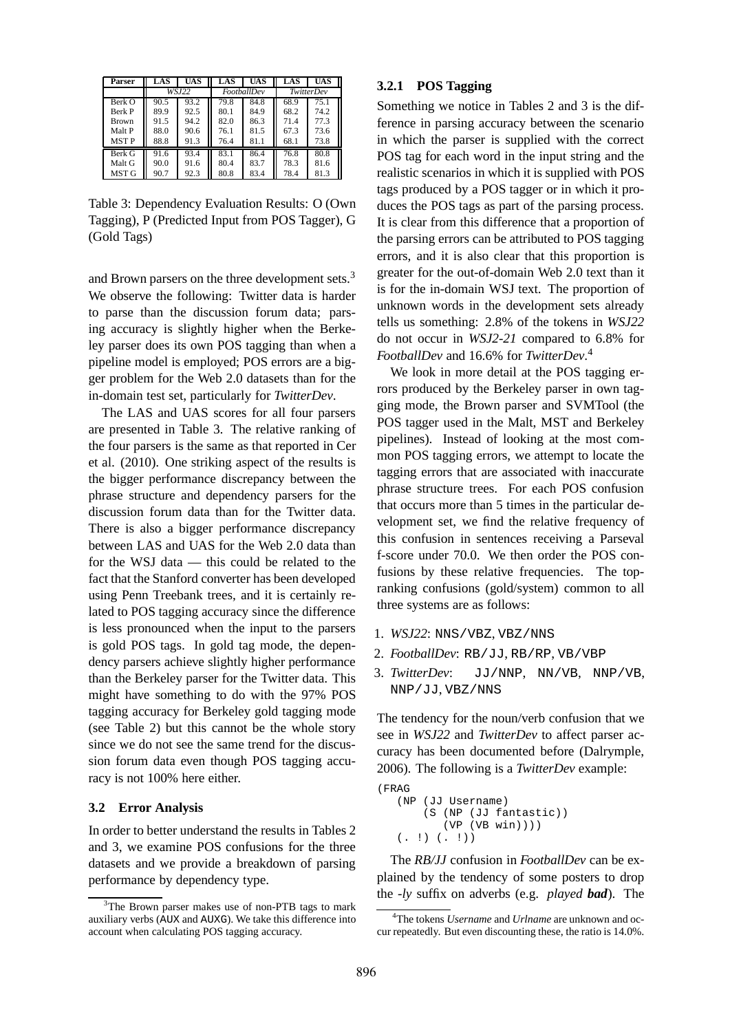| Parser | LAS | UAS | LAS | UAS | LAS | UAS |
|---|---|---|---|---|---|---|
| | *WSJ22* | | *FootballDev* | | *TwitterDev* | |
| Berk O | 90.5 | 93.2 | 79.8 | 84.8 | 68.9 | 75.1 |
| Berk P | 89.9 | 92.5 | 80.1 | 84.9 | 68.2 | 74.2 |
| Brown | 91.5 | 94.2 | 82.0 | 86.3 | 71.4 | 77.3 |
| Malt P | 88.0 | 90.6 | 76.1 | 81.5 | 67.3 | 73.6 |
| MST P | 88.8 | 91.3 | 76.4 | 81.1 | 68.1 | 73.8 |
| Berk G | 91.6 | 93.4 | 83.1 | 86.4 | 76.8 | 80.8 |
| Malt G | 90.0 | 91.6 | 80.4 | 83.7 | 78.3 | 81.6 |
| MST G | 90.7 | 92.3 | 80.8 | 83.4 | 78.4 | 81.3 |

Table 3: Dependency Evaluation Results: O (Own Tagging), P (Predicted Input from POS Tagger), G (Gold Tags)

and Brown parsers on the three development sets.[3] We observe the following: Twitter data is harder to parse than the discussion forum data; parsing accuracy is slightly higher when the Berkeley parser does its own POS tagging than when a pipeline model is employed; POS errors are a bigger problem for the Web 2.0 datasets than for the in-domain test set, particularly for *TwitterDev*.

The LAS and UAS scores for all four parsers are presented in Table 3. The relative ranking of the four parsers is the same as that reported in Cer et al. (2010). One striking aspect of the results is the bigger performance discrepancy between the phrase structure and dependency parsers for the discussion forum data than for the Twitter data. There is also a bigger performance discrepancy between LAS and UAS for the Web 2.0 data than for the WSJ data — this could be related to the fact that the Stanford converter has been developed using Penn Treebank trees, and it is certainly related to POS tagging accuracy since the difference is less pronounced when the input to the parsers is gold POS tags. In gold tag mode, the dependency parsers achieve slightly higher performance than the Berkeley parser for the Twitter data. This might have something to do with the 97% POS tagging accuracy for Berkeley gold tagging mode (see Table 2) but this cannot be the whole story since we do not see the same trend for the discussion forum data even though POS tagging accuracy is not 100% here either.

### 3.2 Error Analysis

In order to better understand the results in Tables 2 and 3, we examine POS confusions for the three datasets and we provide a breakdown of parsing performance by dependency type.

#### 3.2.1 POS Tagging

Something we notice in Tables 2 and 3 is the difference in parsing accuracy between the scenario in which the parser is supplied with the correct POS tag for each word in the input string and the realistic scenarios in which it is supplied with POS tags produced by a POS tagger or in which it produces the POS tags as part of the parsing process. It is clear from this difference that a proportion of the parsing errors can be attributed to POS tagging errors, and it is also clear that this proportion is greater for the out-of-domain Web 2.0 text than it is for the in-domain WSJ text. The proportion of unknown words in the development sets already tells us something: 2.8% of the tokens in *WSJ22* do not occur in *WSJ2-21* compared to 6.8% for *FootballDev* and 16.6% for *TwitterDev*.[4]

We look in more detail at the POS tagging errors produced by the Berkeley parser in own tagging mode, the Brown parser and SVMTool (the POS tagger used in the Malt, MST and Berkeley pipelines). Instead of looking at the most common POS tagging errors, we attempt to locate the tagging errors that are associated with inaccurate phrase structure trees. For each POS confusion that occurs more than 5 times in the particular development set, we find the relative frequency of this confusion in sentences receiving a Parseval f-score under 70.0. We then order the POS confusions by these relative frequencies. The top-ranking confusions (gold/system) common to all three systems are as follows:

1. *WSJ22*: `NNS/VBZ`, `VBZ/NNS`
2. *FootballDev*: `RB/JJ`, `RB/RP`, `VB/VBP`
3. *TwitterDev*: `JJ/NNP`, `NN/VB`, `NNP/VB`, `NNP/JJ`, `VBZ/NNS`

The tendency for the noun/verb confusion that we see in *WSJ22* and *TwitterDev* to affect parser accuracy has been documented before (Dalrymple, 2006). The following is a *TwitterDev* example:

```
(FRAG
   (NP (JJ Username)
       (S (NP (JJ fantastic))
          (VP (VB win))))
   (. !) (. !))
```

The *RB/JJ* confusion in *FootballDev* can be explained by the tendency of some posters to drop the *-ly* suffix on adverbs (e.g. *played* ***bad***). The

[3] The Brown parser makes use of non-PTB tags to mark auxiliary verbs (AUX and AUXG). We take this difference into account when calculating POS tagging accuracy.

[4] The tokens *Username* and *Urlname* are unknown and occur repeatedly. But even discounting these, the ratio is 14.0%.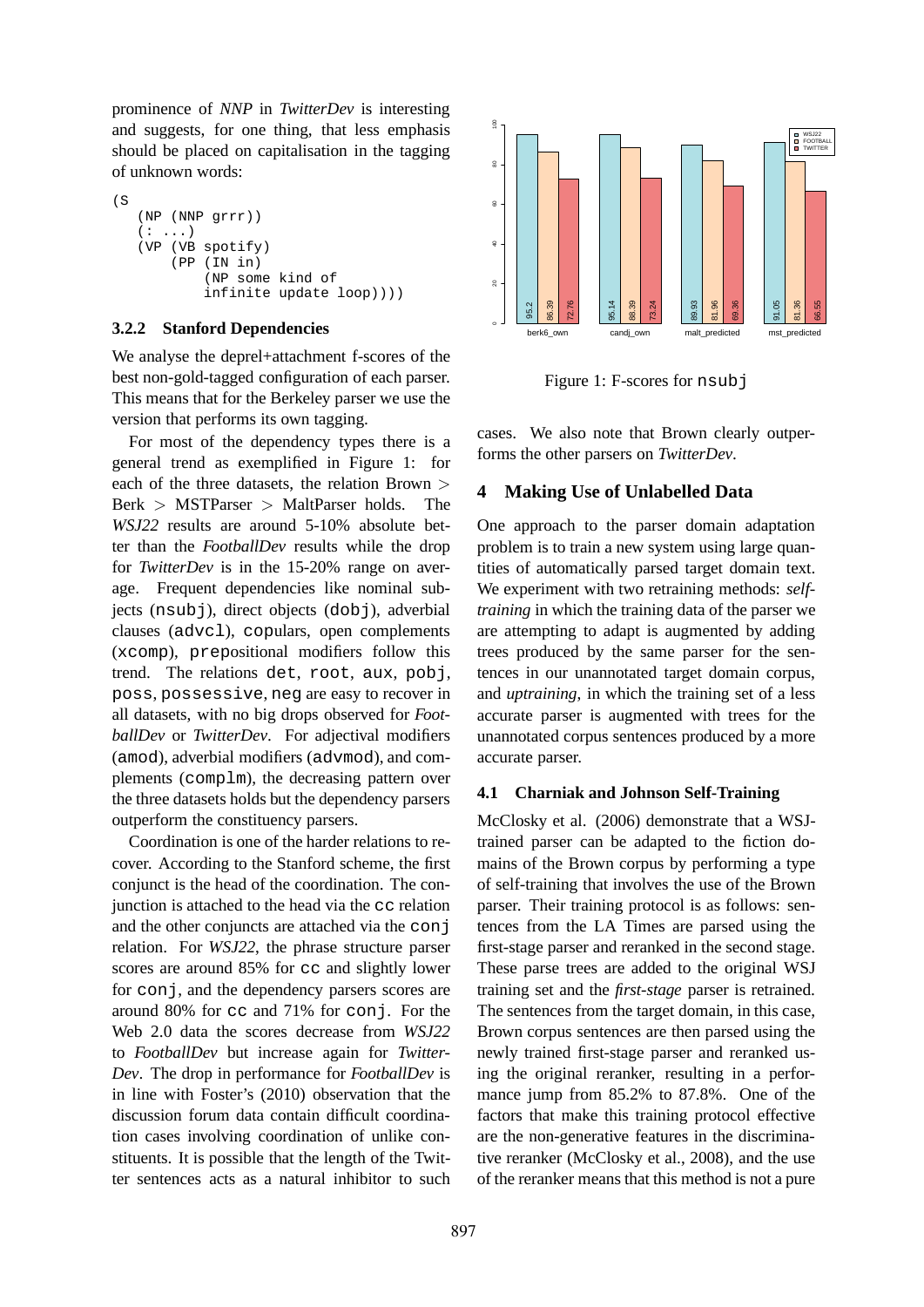prominence of *NNP* in *TwitterDev* is interesting and suggests, for one thing, that less emphasis should be placed on capitalisation in the tagging of unknown words:

```
(S
   (NP (NNP grrr))
   (: ...)
   (VP (VB spotify)
       (PP (IN in)
           (NP some kind of
           infinite update loop))))
```

### 3.2.2 Stanford Dependencies

We analyse the deprel+attachment f-scores of the best non-gold-tagged configuration of each parser. This means that for the Berkeley parser we use the version that performs its own tagging.

For most of the dependency types there is a general trend as exemplified in Figure 1: for each of the three datasets, the relation Brown > Berk > MSTParser > MaltParser holds. The *WSJ22* results are around 5-10% absolute better than the *FootballDev* results while the drop for *TwitterDev* is in the 15-20% range on average. Frequent dependencies like nominal subjects (nsubj), direct objects (dobj), adverbial clauses (advcl), copulars, open complements (xcomp), prepositional modifiers follow this trend. The relations det, root, aux, pobj, poss, possessive, neg are easy to recover in all datasets, with no big drops observed for *FootballDev* or *TwitterDev*. For adjectival modifiers (amod), adverbial modifiers (advmod), and complements (complm), the decreasing pattern over the three datasets holds but the dependency parsers outperform the constituency parsers.

Coordination is one of the harder relations to recover. According to the Stanford scheme, the first conjunct is the head of the coordination. The conjunction is attached to the head via the cc relation and the other conjuncts are attached via the conj relation. For *WSJ22*, the phrase structure parser scores are around 85% for cc and slightly lower for conj, and the dependency parsers scores are around 80% for cc and 71% for conj. For the Web 2.0 data the scores decrease from *WSJ22* to *FootballDev* but increase again for *TwitterDev*. The drop in performance for *FootballDev* is in line with Foster's (2010) observation that the discussion forum data contain difficult coordination cases involving coordination of unlike constituents. It is possible that the length of the Twitter sentences acts as a natural inhibitor to such

| | WSJ22 | FOOTBALL | TWITTER |
|---|---|---|---|
| berk6_own | 95.2 | 86.39 | 72.76 |
| candj_own | 95.14 | 88.39 | 73.24 |
| malt_predicted | 89.93 | 81.96 | 69.36 |
| mst_predicted | 91.05 | 81.36 | 66.55 |

Figure 1: F-scores for nsubj

cases. We also note that Brown clearly outperforms the other parsers on *TwitterDev*.

## 4 Making Use of Unlabelled Data

One approach to the parser domain adaptation problem is to train a new system using large quantities of automatically parsed target domain text. We experiment with two retraining methods: *self-training* in which the training data of the parser we are attempting to adapt is augmented by adding trees produced by the same parser for the sentences in our unannotated target domain corpus, and *uptraining*, in which the training set of a less accurate parser is augmented with trees for the unannotated corpus sentences produced by a more accurate parser.

### 4.1 Charniak and Johnson Self-Training

McClosky et al. (2006) demonstrate that a WSJ-trained parser can be adapted to the fiction domains of the Brown corpus by performing a type of self-training that involves the use of the Brown parser. Their training protocol is as follows: sentences from the LA Times are parsed using the first-stage parser and reranked in the second stage. These parse trees are added to the original WSJ training set and the *first-stage* parser is retrained. The sentences from the target domain, in this case, Brown corpus sentences are then parsed using the newly trained first-stage parser and reranked using the original reranker, resulting in a performance jump from 85.2% to 87.8%. One of the factors that make this training protocol effective are the non-generative features in the discriminative reranker (McClosky et al., 2008), and the use of the reranker means that this method is not a pure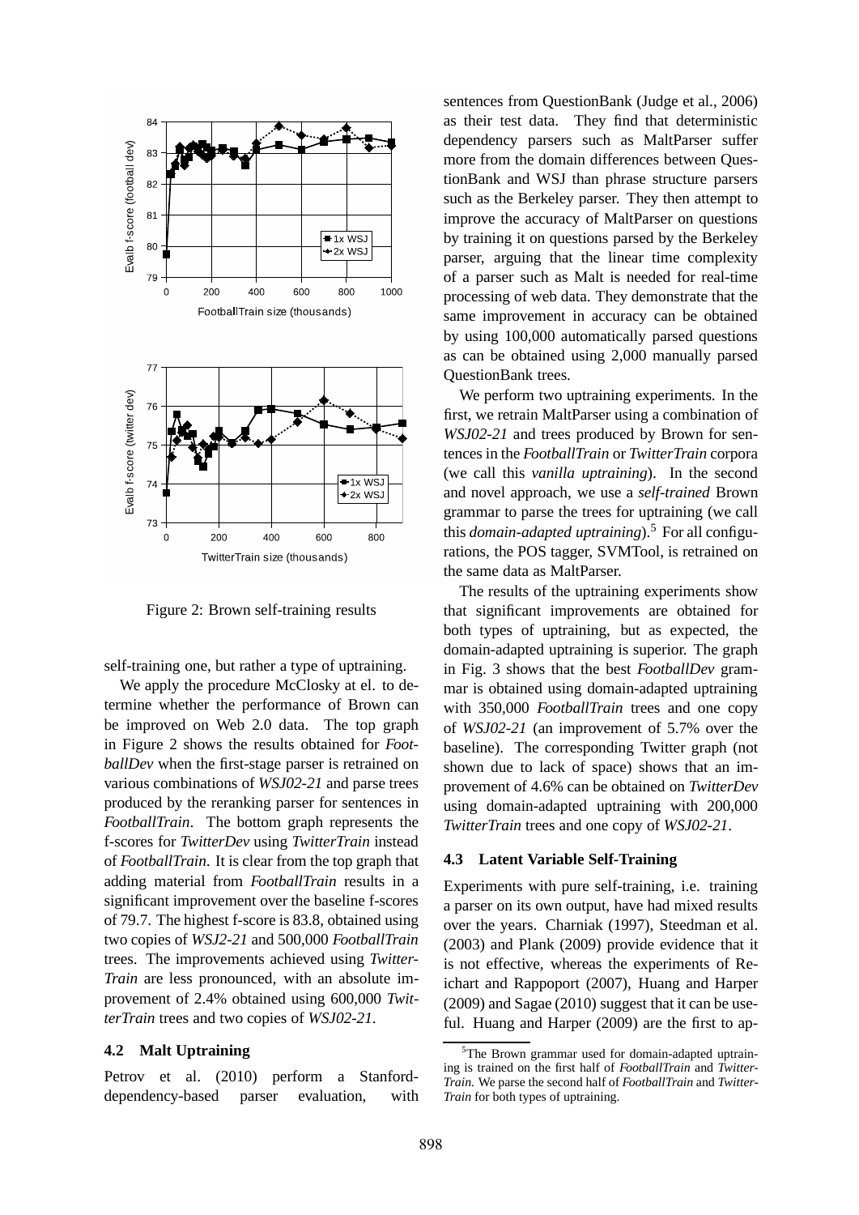Figure 2: Brown self-training results

self-training one, but rather a type of uptraining.

We apply the procedure McClosky at el. to determine whether the performance of Brown can be improved on Web 2.0 data. The top graph in Figure 2 shows the results obtained for *FootballDev* when the first-stage parser is retrained on various combinations of *WSJ02-21* and parse trees produced by the reranking parser for sentences in *FootballTrain*. The bottom graph represents the f-scores for *TwitterDev* using *TwitterTrain* instead of *FootballTrain*. It is clear from the top graph that adding material from *FootballTrain* results in a significant improvement over the baseline f-scores of 79.7. The highest f-score is 83.8, obtained using two copies of *WSJ2-21* and 500,000 *FootballTrain* trees. The improvements achieved using *TwitterTrain* are less pronounced, with an absolute improvement of 2.4% obtained using 600,000 *TwitterTrain* trees and two copies of *WSJ02-21*.

### 4.2 Malt Uptraining

Petrov et al. (2010) perform a Stanford-dependency-based parser evaluation, with sentences from QuestionBank (Judge et al., 2006) as their test data. They find that deterministic dependency parsers such as MaltParser suffer more from the domain differences between QuestionBank and WSJ than phrase structure parsers such as the Berkeley parser. They then attempt to improve the accuracy of MaltParser on questions by training it on questions parsed by the Berkeley parser, arguing that the linear time complexity of a parser such as Malt is needed for real-time processing of web data. They demonstrate that the same improvement in accuracy can be obtained by using 100,000 automatically parsed questions as can be obtained using 2,000 manually parsed QuestionBank trees.

We perform two uptraining experiments. In the first, we retrain MaltParser using a combination of *WSJ02-21* and trees produced by Brown for sentences in the *FootballTrain* or *TwitterTrain* corpora (we call this *vanilla uptraining*). In the second and novel approach, we use a *self-trained* Brown grammar to parse the trees for uptraining (we call this *domain-adapted uptraining*).[5] For all configurations, the POS tagger, SVMTool, is retrained on the same data as MaltParser.

The results of the uptraining experiments show that significant improvements are obtained for both types of uptraining, but as expected, the domain-adapted uptraining is superior. The graph in Fig. 3 shows that the best *FootballDev* grammar is obtained using domain-adapted uptraining with 350,000 *FootballTrain* trees and one copy of *WSJ02-21* (an improvement of 5.7% over the baseline). The corresponding Twitter graph (not shown due to lack of space) shows that an improvement of 4.6% can be obtained on *TwitterDev* using domain-adapted uptraining with 200,000 *TwitterTrain* trees and one copy of *WSJ02-21*.

### 4.3 Latent Variable Self-Training

Experiments with pure self-training, i.e. training a parser on its own output, have had mixed results over the years. Charniak (1997), Steedman et al. (2003) and Plank (2009) provide evidence that it is not effective, whereas the experiments of Reichart and Rappoport (2007), Huang and Harper (2009) and Sagae (2010) suggest that it can be useful. Huang and Harper (2009) are the first to ap-

[5] The Brown grammar used for domain-adapted uptraining is trained on the first half of *FootballTrain* and *TwitterTrain*. We parse the second half of *FootballTrain* and *TwitterTrain* for both types of uptraining.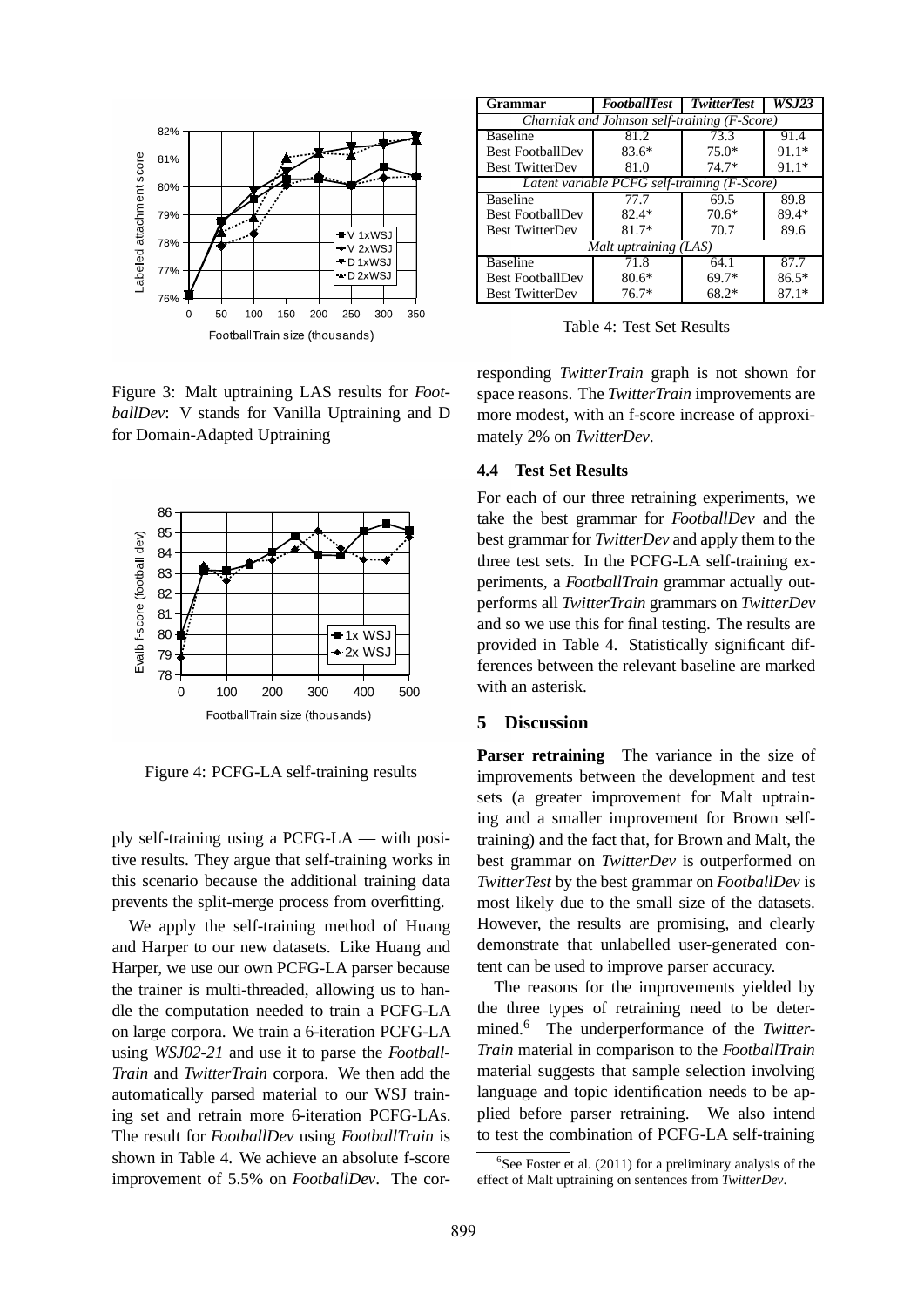Figure 3: Malt uptraining LAS results for *FootballDev*: V stands for Vanilla Uptraining and D for Domain-Adapted Uptraining

Figure 4: PCFG-LA self-training results

ply self-training using a PCFG-LA — with positive results. They argue that self-training works in this scenario because the additional training data prevents the split-merge process from overfitting.

We apply the self-training method of Huang and Harper to our new datasets. Like Huang and Harper, we use our own PCFG-LA parser because the trainer is multi-threaded, allowing us to handle the computation needed to train a PCFG-LA on large corpora. We train a 6-iteration PCFG-LA using *WSJ02-21* and use it to parse the *FootballTrain* and *TwitterTrain* corpora. We then add the automatically parsed material to our WSJ training set and retrain more 6-iteration PCFG-LAs. The result for *FootballDev* using *FootballTrain* is shown in Table 4. We achieve an absolute f-score improvement of 5.5% on *FootballDev*. The corresponding *TwitterTrain* graph is not shown for space reasons. The *TwitterTrain* improvements are more modest, with an f-score increase of approximately 2% on *TwitterDev*.

| Grammar | *FootballTest* | *TwitterTest* | *WSJ23* |
|---|---|---|---|
| *Charniak and Johnson self-training (F-Score)* | | | |
| Baseline | 81.2 | 73.3 | 91.4 |
| Best FootballDev | 83.6* | 75.0* | 91.1* |
| Best TwitterDev | 81.0 | 74.7* | 91.1* |
| *Latent variable PCFG self-training (F-Score)* | | | |
| Baseline | 77.7 | 69.5 | 89.8 |
| Best FootballDev | 82.4* | 70.6* | 89.4* |
| Best TwitterDev | 81.7* | 70.7 | 89.6 |
| *Malt uptraining (LAS)* | | | |
| Baseline | 71.8 | 64.1 | 87.7 |
| Best FootballDev | 80.6* | 69.7* | 86.5* |
| Best TwitterDev | 76.7* | 68.2* | 87.1* |

Table 4: Test Set Results

### 4.4 Test Set Results

For each of our three retraining experiments, we take the best grammar for *FootballDev* and the best grammar for *TwitterDev* and apply them to the three test sets. In the PCFG-LA self-training experiments, a *FootballTrain* grammar actually outperforms all *TwitterTrain* grammars on *TwitterDev* and so we use this for final testing. The results are provided in Table 4. Statistically significant differences between the relevant baseline are marked with an asterisk.

## 5 Discussion

**Parser retraining** The variance in the size of improvements between the development and test sets (a greater improvement for Malt uptraining and a smaller improvement for Brown self-training) and the fact that, for Brown and Malt, the best grammar on *TwitterDev* is outperformed on *TwitterTest* by the best grammar on *FootballDev* is most likely due to the small size of the datasets. However, the results are promising, and clearly demonstrate that unlabelled user-generated content can be used to improve parser accuracy.

The reasons for the improvements yielded by the three types of retraining need to be determined.[6] The underperformance of the *TwitterTrain* material in comparison to the *FootballTrain* material suggests that sample selection involving language and topic identification needs to be applied before parser retraining. We also intend to test the combination of PCFG-LA self-training

[6] See Foster et al. (2011) for a preliminary analysis of the effect of Malt uptraining on sentences from *TwitterDev*.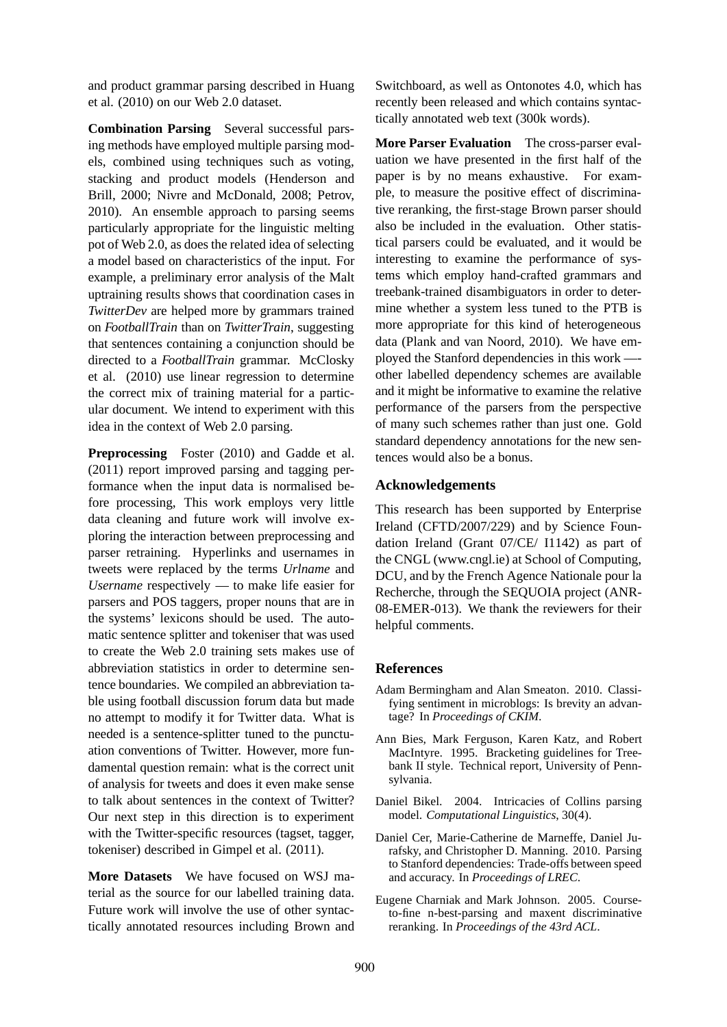and product grammar parsing described in Huang et al. (2010) on our Web 2.0 dataset.

**Combination Parsing** Several successful parsing methods have employed multiple parsing models, combined using techniques such as voting, stacking and product models (Henderson and Brill, 2000; Nivre and McDonald, 2008; Petrov, 2010). An ensemble approach to parsing seems particularly appropriate for the linguistic melting pot of Web 2.0, as does the related idea of selecting a model based on characteristics of the input. For example, a preliminary error analysis of the Malt uptraining results shows that coordination cases in *TwitterDev* are helped more by grammars trained on *FootballTrain* than on *TwitterTrain*, suggesting that sentences containing a conjunction should be directed to a *FootballTrain* grammar. McClosky et al. (2010) use linear regression to determine the correct mix of training material for a particular document. We intend to experiment with this idea in the context of Web 2.0 parsing.

**Preprocessing** Foster (2010) and Gadde et al. (2011) report improved parsing and tagging performance when the input data is normalised before processing, This work employs very little data cleaning and future work will involve exploring the interaction between preprocessing and parser retraining. Hyperlinks and usernames in tweets were replaced by the terms *Urlname* and *Username* respectively — to make life easier for parsers and POS taggers, proper nouns that are in the systems' lexicons should be used. The automatic sentence splitter and tokeniser that was used to create the Web 2.0 training sets makes use of abbreviation statistics in order to determine sentence boundaries. We compiled an abbreviation table using football discussion forum data but made no attempt to modify it for Twitter data. What is needed is a sentence-splitter tuned to the punctuation conventions of Twitter. However, more fundamental question remain: what is the correct unit of analysis for tweets and does it even make sense to talk about sentences in the context of Twitter? Our next step in this direction is to experiment with the Twitter-specific resources (tagset, tagger, tokeniser) described in Gimpel et al. (2011).

**More Datasets** We have focused on WSJ material as the source for our labelled training data. Future work will involve the use of other syntactically annotated resources including Brown and Switchboard, as well as Ontonotes 4.0, which has recently been released and which contains syntactically annotated web text (300k words).

**More Parser Evaluation** The cross-parser evaluation we have presented in the first half of the paper is by no means exhaustive. For example, to measure the positive effect of discriminative reranking, the first-stage Brown parser should also be included in the evaluation. Other statistical parsers could be evaluated, and it would be interesting to examine the performance of systems which employ hand-crafted grammars and treebank-trained disambiguators in order to determine whether a system less tuned to the PTB is more appropriate for this kind of heterogeneous data (Plank and van Noord, 2010). We have employed the Stanford dependencies in this work —- other labelled dependency schemes are available and it might be informative to examine the relative performance of the parsers from the perspective of many such schemes rather than just one. Gold standard dependency annotations for the new sentences would also be a bonus.

## Acknowledgements

This research has been supported by Enterprise Ireland (CFTD/2007/229) and by Science Foundation Ireland (Grant 07/CE/ I1142) as part of the CNGL (www.cngl.ie) at School of Computing, DCU, and by the French Agence Nationale pour la Recherche, through the SEQUOIA project (ANR-08-EMER-013). We thank the reviewers for their helpful comments.

## References

Adam Bermingham and Alan Smeaton. 2010. Classifying sentiment in microblogs: Is brevity an advantage? In *Proceedings of CKIM*.

Ann Bies, Mark Ferguson, Karen Katz, and Robert MacIntyre. 1995. Bracketing guidelines for Treebank II style. Technical report, University of Pennsylvania.

Daniel Bikel. 2004. Intricacies of Collins parsing model. *Computational Linguistics*, 30(4).

Daniel Cer, Marie-Catherine de Marneffe, Daniel Jurafsky, and Christopher D. Manning. 2010. Parsing to Stanford dependencies: Trade-offs between speed and accuracy. In *Proceedings of LREC*.

Eugene Charniak and Mark Johnson. 2005. Course-to-fine n-best-parsing and maxent discriminative reranking. In *Proceedings of the 43rd ACL*.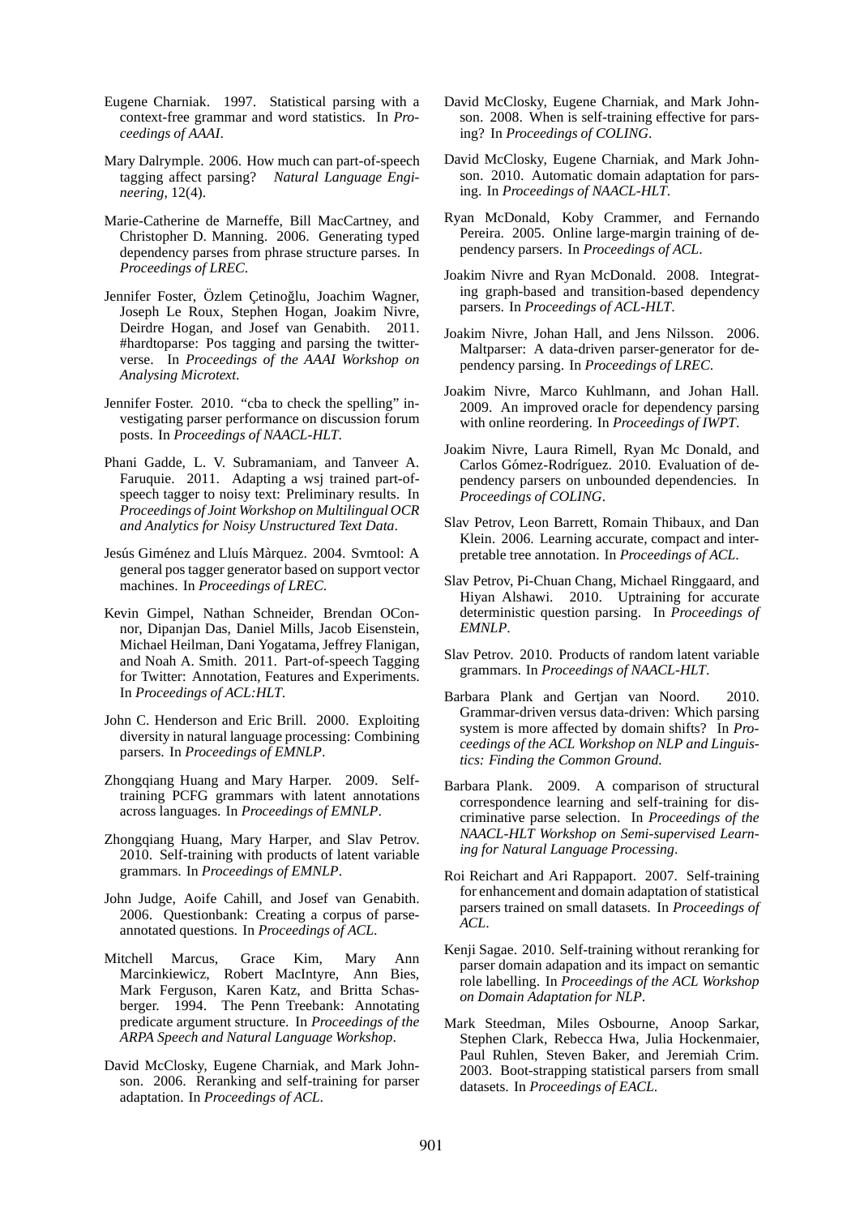Eugene Charniak. 1997. Statistical parsing with a context-free grammar and word statistics. In *Proceedings of AAAI*.

Mary Dalrymple. 2006. How much can part-of-speech tagging affect parsing? *Natural Language Engineering*, 12(4).

Marie-Catherine de Marneffe, Bill MacCartney, and Christopher D. Manning. 2006. Generating typed dependency parses from phrase structure parses. In *Proceedings of LREC*.

Jennifer Foster, Özlem Çetinoğlu, Joachim Wagner, Joseph Le Roux, Stephen Hogan, Joakim Nivre, Deirdre Hogan, and Josef van Genabith. 2011. #hardtoparse: Pos tagging and parsing the twitterverse. In *Proceedings of the AAAI Workshop on Analysing Microtext*.

Jennifer Foster. 2010. "cba to check the spelling" investigating parser performance on discussion forum posts. In *Proceedings of NAACL-HLT*.

Phani Gadde, L. V. Subramaniam, and Tanveer A. Faruquie. 2011. Adapting a wsj trained part-of-speech tagger to noisy text: Preliminary results. In *Proceedings of Joint Workshop on Multilingual OCR and Analytics for Noisy Unstructured Text Data*.

Jesús Giménez and Lluís Màrquez. 2004. Svmtool: A general pos tagger generator based on support vector machines. In *Proceedings of LREC*.

Kevin Gimpel, Nathan Schneider, Brendan OConnor, Dipanjan Das, Daniel Mills, Jacob Eisenstein, Michael Heilman, Dani Yogatama, Jeffrey Flanigan, and Noah A. Smith. 2011. Part-of-speech Tagging for Twitter: Annotation, Features and Experiments. In *Proceedings of ACL:HLT*.

John C. Henderson and Eric Brill. 2000. Exploiting diversity in natural language processing: Combining parsers. In *Proceedings of EMNLP*.

Zhongqiang Huang and Mary Harper. 2009. Self-training PCFG grammars with latent annotations across languages. In *Proceedings of EMNLP*.

Zhongqiang Huang, Mary Harper, and Slav Petrov. 2010. Self-training with products of latent variable grammars. In *Proceedings of EMNLP*.

John Judge, Aoife Cahill, and Josef van Genabith. 2006. Questionbank: Creating a corpus of parse-annotated questions. In *Proceedings of ACL*.

Mitchell Marcus, Grace Kim, Mary Ann Marcinkiewicz, Robert MacIntyre, Ann Bies, Mark Ferguson, Karen Katz, and Britta Schasberger. 1994. The Penn Treebank: Annotating predicate argument structure. In *Proceedings of the ARPA Speech and Natural Language Workshop*.

David McClosky, Eugene Charniak, and Mark Johnson. 2006. Reranking and self-training for parser adaptation. In *Proceedings of ACL*.

David McClosky, Eugene Charniak, and Mark Johnson. 2008. When is self-training effective for parsing? In *Proceedings of COLING*.

David McClosky, Eugene Charniak, and Mark Johnson. 2010. Automatic domain adaptation for parsing. In *Proceedings of NAACL-HLT*.

Ryan McDonald, Koby Crammer, and Fernando Pereira. 2005. Online large-margin training of dependency parsers. In *Proceedings of ACL*.

Joakim Nivre and Ryan McDonald. 2008. Integrating graph-based and transition-based dependency parsers. In *Proceedings of ACL-HLT*.

Joakim Nivre, Johan Hall, and Jens Nilsson. 2006. Maltparser: A data-driven parser-generator for dependency parsing. In *Proceedings of LREC*.

Joakim Nivre, Marco Kuhlmann, and Johan Hall. 2009. An improved oracle for dependency parsing with online reordering. In *Proceedings of IWPT*.

Joakim Nivre, Laura Rimell, Ryan Mc Donald, and Carlos Gómez-Rodríguez. 2010. Evaluation of dependency parsers on unbounded dependencies. In *Proceedings of COLING*.

Slav Petrov, Leon Barrett, Romain Thibaux, and Dan Klein. 2006. Learning accurate, compact and interpretable tree annotation. In *Proceedings of ACL*.

Slav Petrov, Pi-Chuan Chang, Michael Ringgaard, and Hiyan Alshawi. 2010. Uptraining for accurate deterministic question parsing. In *Proceedings of EMNLP*.

Slav Petrov. 2010. Products of random latent variable grammars. In *Proceedings of NAACL-HLT*.

Barbara Plank and Gertjan van Noord. 2010. Grammar-driven versus data-driven: Which parsing system is more affected by domain shifts? In *Proceedings of the ACL Workshop on NLP and Linguistics: Finding the Common Ground*.

Barbara Plank. 2009. A comparison of structural correspondence learning and self-training for discriminative parse selection. In *Proceedings of the NAACL-HLT Workshop on Semi-supervised Learning for Natural Language Processing*.

Roi Reichart and Ari Rappaport. 2007. Self-training for enhancement and domain adaptation of statistical parsers trained on small datasets. In *Proceedings of ACL*.

Kenji Sagae. 2010. Self-training without reranking for parser domain adapation and its impact on semantic role labelling. In *Proceedings of the ACL Workshop on Domain Adaptation for NLP*.

Mark Steedman, Miles Osbourne, Anoop Sarkar, Stephen Clark, Rebecca Hwa, Julia Hockenmaier, Paul Ruhlen, Steven Baker, and Jeremiah Crim. 2003. Boot-strapping statistical parsers from small datasets. In *Proceedings of EACL*.